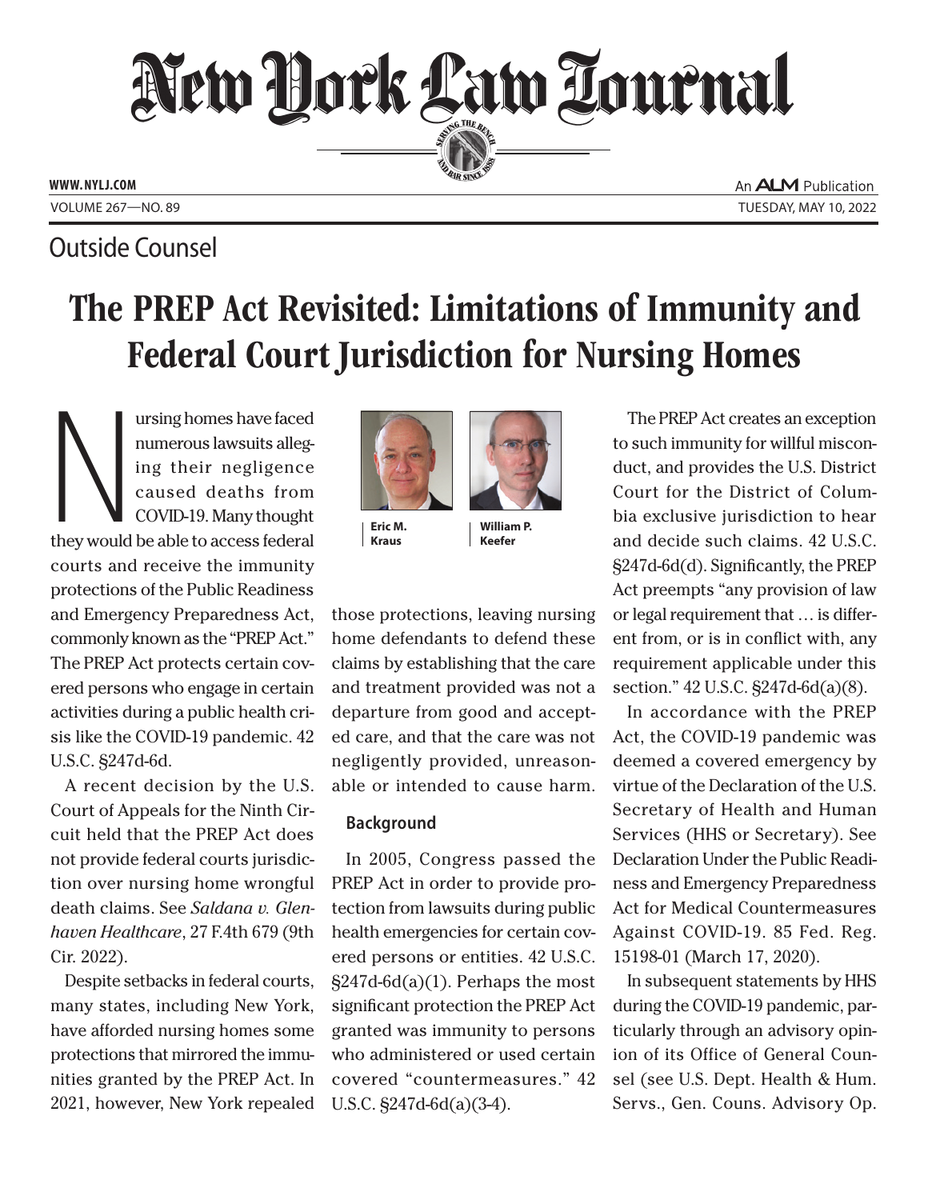# New York Law Journal

Outside Counsel

# The PREP Act Revisited: Limitations of Immunity and Federal Court Jurisdiction for Nursing Homes

Eric M. Kraus

William P. Keefer

Nursing homes have faced numerous lawsuits alleging their negligence caused deaths from COVID-19. Many thought they would be able to access federal courts and receive the immunity protections of the Public Readiness and Emergency Preparedness Act, commonly known as the "PREP Act." The PREP Act protects certain covered persons who engage in certain activities during a public health crisis like the COVID-19 pandemic. 42 U.S.C. §247d-6d.

A recent decision by the U.S. Court of Appeals for the Ninth Circuit held that the PREP Act does not provide federal courts jurisdiction over nursing home wrongful death claims. See *Saldana v. Glenhaven Healthcare*, 27 F.4th 679 (9th Cir. 2022).

Despite setbacks in federal courts, many states, including New York, have afforded nursing homes some protections that mirrored the immunities granted by the PREP Act. In 2021, however, New York repealed those protections, leaving nursing home defendants to defend these claims by establishing that the care and treatment provided was not a departure from good and accepted care, and that the care was not negligently provided, unreasonable or intended to cause harm.

### Background

In 2005, Congress passed the PREP Act in order to provide protection from lawsuits during public health emergencies for certain covered persons or entities. 42 U.S.C. §247d-6d(a)(1). Perhaps the most significant protection the PREP Act granted was immunity to persons who administered or used certain covered "countermeasures." 42 U.S.C. §247d-6d(a)(3-4).

The PREP Act creates an exception to such immunity for willful misconduct, and provides the U.S. District Court for the District of Columbia exclusive jurisdiction to hear and decide such claims. 42 U.S.C. §247d-6d(d). Significantly, the PREP Act preempts "any provision of law or legal requirement that … is different from, or is in conflict with, any requirement applicable under this section." 42 U.S.C. §247d-6d(a)(8).

In accordance with the PREP Act, the COVID-19 pandemic was deemed a covered emergency by virtue of the Declaration of the U.S. Secretary of Health and Human Services (HHS or Secretary). See Declaration Under the Public Readiness and Emergency Preparedness Act for Medical Countermeasures Against COVID-19. 85 Fed. Reg. 15198-01 (March 17, 2020).

In subsequent statements by HHS during the COVID-19 pandemic, particularly through an advisory opinion of its Office of General Counsel (see U.S. Dept. Health & Hum. Servs., Gen. Couns. Advisory Op.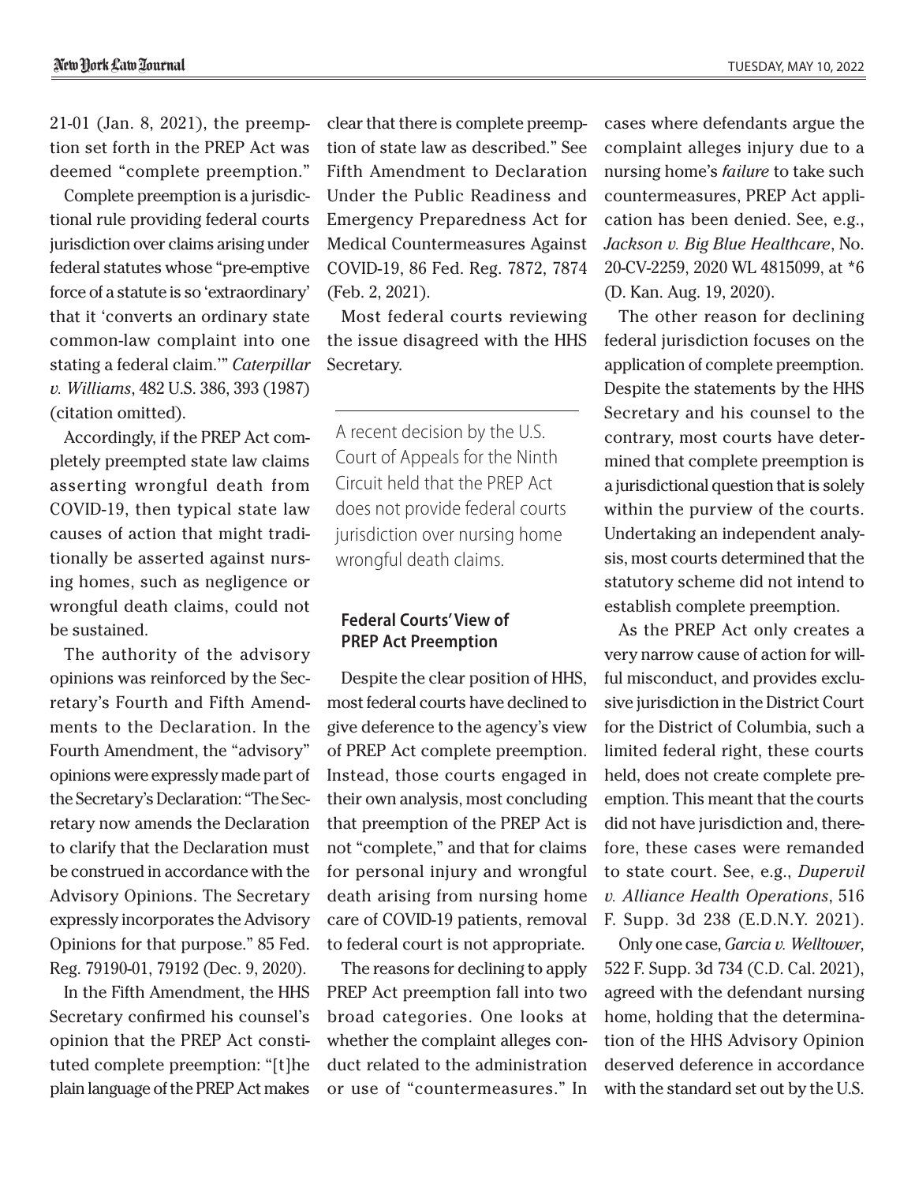21-01 (Jan. 8, 2021), the preemption set forth in the PREP Act was deemed "complete preemption."

Complete preemption is a jurisdictional rule providing federal courts jurisdiction over claims arising under federal statutes whose "pre-emptive force of a statute is so 'extraordinary' that it 'converts an ordinary state common-law complaint into one stating a federal claim.'" *Caterpillar v. Williams*, 482 U.S. 386, 393 (1987) (citation omitted).

Accordingly, if the PREP Act completely preempted state law claims asserting wrongful death from COVID-19, then typical state law causes of action that might traditionally be asserted against nursing homes, such as negligence or wrongful death claims, could not be sustained.

The authority of the advisory opinions was reinforced by the Secretary's Fourth and Fifth Amendments to the Declaration. In the Fourth Amendment, the "advisory" opinions were expressly made part of the Secretary's Declaration: "The Secretary now amends the Declaration to clarify that the Declaration must be construed in accordance with the Advisory Opinions. The Secretary expressly incorporates the Advisory Opinions for that purpose." 85 Fed. Reg. 79190-01, 79192 (Dec. 9, 2020).

In the Fifth Amendment, the HHS Secretary confirmed his counsel's opinion that the PREP Act constituted complete preemption: "[t]he plain language of the PREP Act makes clear that there is complete preemption of state law as described." See Fifth Amendment to Declaration Under the Public Readiness and Emergency Preparedness Act for Medical Countermeasures Against COVID-19, 86 Fed. Reg. 7872, 7874 (Feb. 2, 2021).

Most federal courts reviewing the issue disagreed with the HHS Secretary.

> A recent decision by the U.S. Court of Appeals for the Ninth Circuit held that the PREP Act does not provide federal courts jurisdiction over nursing home wrongful death claims.

## Federal Courts' View of PREP Act Preemption

Despite the clear position of HHS, most federal courts have declined to give deference to the agency's view of PREP Act complete preemption. Instead, those courts engaged in their own analysis, most concluding that preemption of the PREP Act is not "complete," and that for claims for personal injury and wrongful death arising from nursing home care of COVID-19 patients, removal to federal court is not appropriate.

The reasons for declining to apply PREP Act preemption fall into two broad categories. One looks at whether the complaint alleges conduct related to the administration or use of "countermeasures." In cases where defendants argue the complaint alleges injury due to a nursing home's *failure* to take such countermeasures, PREP Act application has been denied. See, e.g., *Jackson v. Big Blue Healthcare*, No. 20-CV-2259, 2020 WL 4815099, at *6 (D. Kan. Aug. 19, 2020).

The other reason for declining federal jurisdiction focuses on the application of complete preemption. Despite the statements by the HHS Secretary and his counsel to the contrary, most courts have determined that complete preemption is a jurisdictional question that is solely within the purview of the courts. Undertaking an independent analysis, most courts determined that the statutory scheme did not intend to establish complete preemption.

As the PREP Act only creates a very narrow cause of action for willful misconduct, and provides exclusive jurisdiction in the District Court for the District of Columbia, such a limited federal right, these courts held, does not create complete preemption. This meant that the courts did not have jurisdiction and, therefore, these cases were remanded to state court. See, e.g., *Dupervil v. Alliance Health Operations*, 516 F. Supp. 3d 238 (E.D.N.Y. 2021).

Only one case, *Garcia v. Welltower*, 522 F. Supp. 3d 734 (C.D. Cal. 2021), agreed with the defendant nursing home, holding that the determination of the HHS Advisory Opinion deserved deference in accordance with the standard set out by the U.S.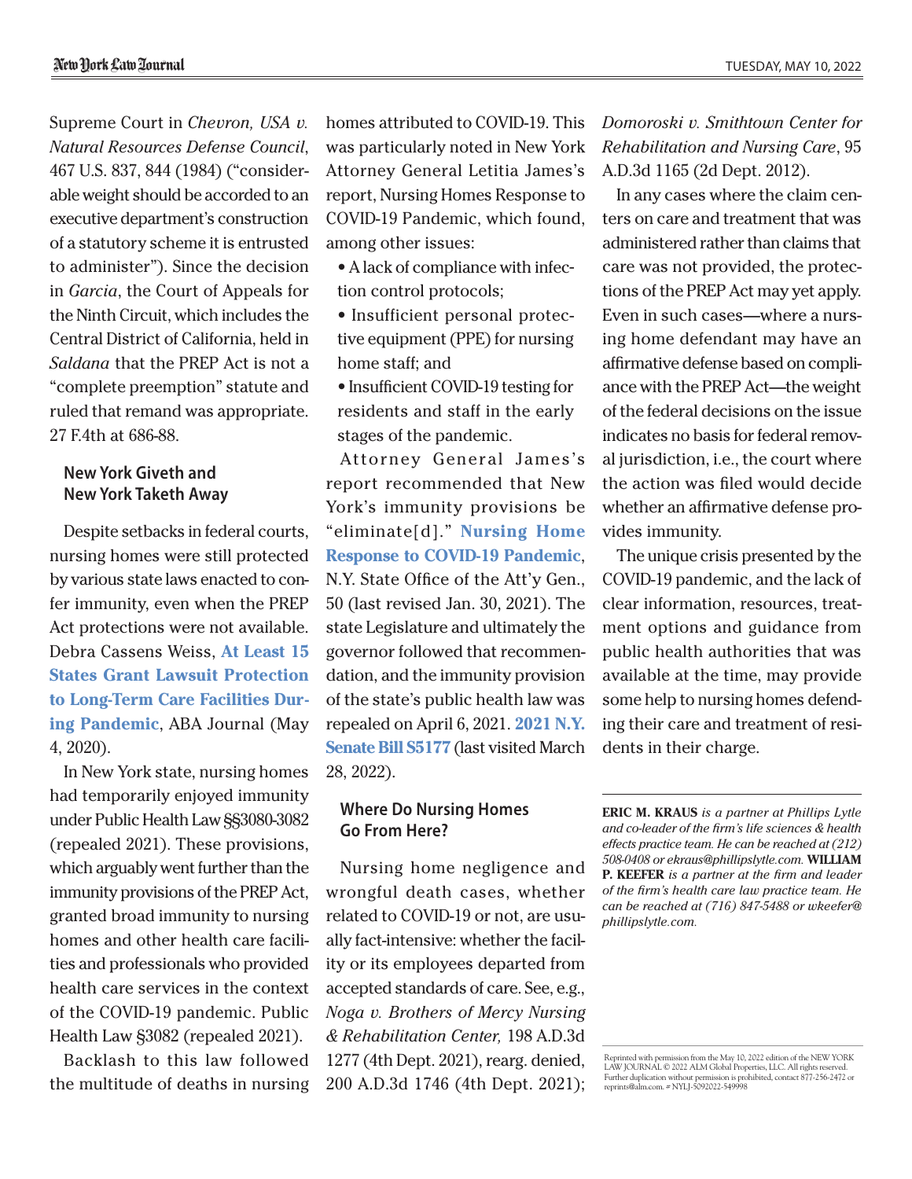Supreme Court in *Chevron, USA v. Natural Resources Defense Council*, 467 U.S. 837, 844 (1984) ("considerable weight should be accorded to an executive department's construction of a statutory scheme it is entrusted to administer"). Since the decision in *Garcia*, the Court of Appeals for the Ninth Circuit, which includes the Central District of California, held in *Saldana* that the PREP Act is not a "complete preemption" statute and ruled that remand was appropriate. 27 F.4th at 686-88.

## New York Giveth and New York Taketh Away

Despite setbacks in federal courts, nursing homes were still protected by various state laws enacted to confer immunity, even when the PREP Act protections were not available. Debra Cassens Weiss, **At Least 15 States Grant Lawsuit Protection to Long-Term Care Facilities During Pandemic**, ABA Journal (May 4, 2020).

In New York state, nursing homes had temporarily enjoyed immunity under Public Health Law §§3080-3082 (repealed 2021). These provisions, which arguably went further than the immunity provisions of the PREP Act, granted broad immunity to nursing homes and other health care facilities and professionals who provided health care services in the context of the COVID-19 pandemic. Public Health Law §3082 (repealed 2021).

Backlash to this law followed the multitude of deaths in nursing homes attributed to COVID-19. This was particularly noted in New York Attorney General Letitia James's report, Nursing Homes Response to COVID-19 Pandemic, which found, among other issues:

- A lack of compliance with infection control protocols;
- Insufficient personal protective equipment (PPE) for nursing home staff; and
- Insufficient COVID-19 testing for residents and staff in the early stages of the pandemic.

Attorney General James's report recommended that New York's immunity provisions be "eliminate[d]." **Nursing Home Response to COVID-19 Pandemic**, N.Y. State Office of the Att'y Gen., 50 (last revised Jan. 30, 2021). The state Legislature and ultimately the governor followed that recommendation, and the immunity provision of the state's public health law was repealed on April 6, 2021. **2021 N.Y. Senate Bill S5177** (last visited March 28, 2022).

## Where Do Nursing Homes Go From Here?

Nursing home negligence and wrongful death cases, whether related to COVID-19 or not, are usually fact-intensive: whether the facility or its employees departed from accepted standards of care. See, e.g., *Noga v. Brothers of Mercy Nursing & Rehabilitation Center,* 198 A.D.3d 1277 (4th Dept. 2021), rearg. denied, 200 A.D.3d 1746 (4th Dept. 2021); *Domoroski v. Smithtown Center for Rehabilitation and Nursing Care*, 95 A.D.3d 1165 (2d Dept. 2012).

In any cases where the claim centers on care and treatment that was administered rather than claims that care was not provided, the protections of the PREP Act may yet apply. Even in such cases—where a nursing home defendant may have an affirmative defense based on compliance with the PREP Act—the weight of the federal decisions on the issue indicates no basis for federal removal jurisdiction, i.e., the court where the action was filed would decide whether an affirmative defense provides immunity.

The unique crisis presented by the COVID-19 pandemic, and the lack of clear information, resources, treatment options and guidance from public health authorities that was available at the time, may provide some help to nursing homes defending their care and treatment of residents in their charge.

---

**ERIC M. KRAUS** *is a partner at Phillips Lytle and co-leader of the firm's life sciences & health effects practice team. He can be reached at (212) 508-0408 or ekraus@phillipslytle.com.* **WILLIAM P. KEEFER** *is a partner at the firm and leader of the firm's health care law practice team. He can be reached at (716) 847-5488 or wkeefer@phillipslytle.com.*

Reprinted with permission from the May 10, 2022 edition of the NEW YORK LAW JOURNAL © 2022 ALM Global Properties, LLC. All rights reserved. Further duplication without permission is prohibited, contact 877-256-2472 or reprints@alm.com. # NYLJ-5092022-549998